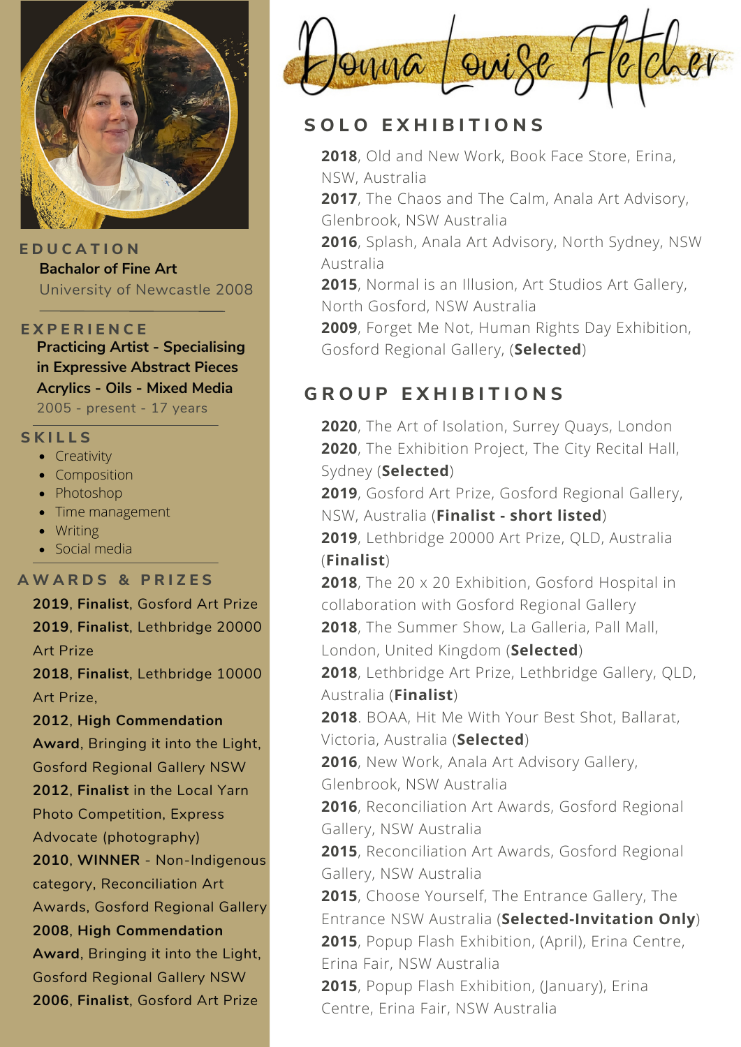# Donna Louise Fletcher

## EDUCATION

**Bachalor of Fine Art**
University of Newcastle 2008

## EXPERIENCE

**Practicing Artist - Specialising in Expressive Abstract Pieces Acrylics - Oils - Mixed Media**
2005 - present - 17 years

## SKILLS

- Creativity
- Composition
- Photoshop
- Time management
- Writing
- Social media

## AWARDS & PRIZES

**2019**, **Finalist**, Gosford Art Prize
**2019**, **Finalist**, Lethbridge 20000 Art Prize
**2018**, **Finalist**, Lethbridge 10000 Art Prize,
**2012**, **High Commendation Award**, Bringing it into the Light, Gosford Regional Gallery NSW
**2012**, **Finalist** in the Local Yarn Photo Competition, Express Advocate (photography)
**2010**, **WINNER** - Non-Indigenous category, Reconciliation Art Awards, Gosford Regional Gallery
**2008**, **High Commendation Award**, Bringing it into the Light, Gosford Regional Gallery NSW
**2006**, **Finalist**, Gosford Art Prize

## SOLO EXHIBITIONS

**2018**, Old and New Work, Book Face Store, Erina, NSW, Australia
**2017**, The Chaos and The Calm, Anala Art Advisory, Glenbrook, NSW Australia
**2016**, Splash, Anala Art Advisory, North Sydney, NSW Australia
**2015**, Normal is an Illusion, Art Studios Art Gallery, North Gosford, NSW Australia
**2009**, Forget Me Not, Human Rights Day Exhibition, Gosford Regional Gallery, (**Selected**)

## GROUP EXHIBITIONS

**2020**, The Art of Isolation, Surrey Quays, London
**2020**, The Exhibition Project, The City Recital Hall, Sydney (**Selected**)
**2019**, Gosford Art Prize, Gosford Regional Gallery, NSW, Australia (**Finalist - short listed**)
**2019**, Lethbridge 20000 Art Prize, QLD, Australia (**Finalist**)
**2018**, The 20 x 20 Exhibition, Gosford Hospital in collaboration with Gosford Regional Gallery
**2018**, The Summer Show, La Galleria, Pall Mall, London, United Kingdom (**Selected**)
**2018**, Lethbridge Art Prize, Lethbridge Gallery, QLD, Australia (**Finalist**)
**2018**. BOAA, Hit Me With Your Best Shot, Ballarat, Victoria, Australia (**Selected**)
**2016**, New Work, Anala Art Advisory Gallery, Glenbrook, NSW Australia
**2016**, Reconciliation Art Awards, Gosford Regional Gallery, NSW Australia
**2015**, Reconciliation Art Awards, Gosford Regional Gallery, NSW Australia
**2015**, Choose Yourself, The Entrance Gallery, The Entrance NSW Australia (**Selected-Invitation Only**)
**2015**, Popup Flash Exhibition, (April), Erina Centre, Erina Fair, NSW Australia
**2015**, Popup Flash Exhibition, (January), Erina Centre, Erina Fair, NSW Australia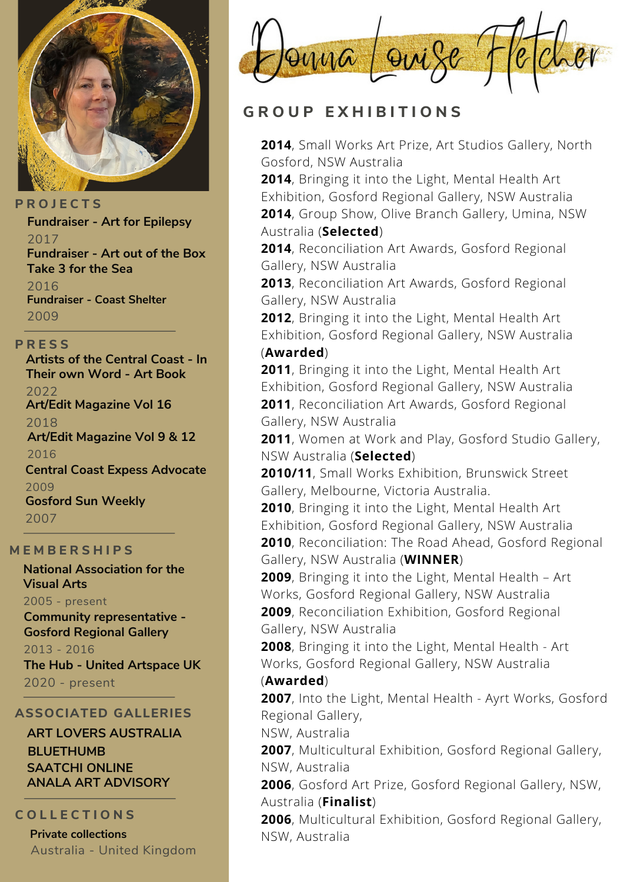# Donna Louise Fletcher

## PROJECTS

**Fundraiser - Art for Epilepsy**
2017

**Fundraiser - Art out of the Box Take 3 for the Sea**
2016

**Fundraiser - Coast Shelter**
2009

## PRESS

**Artists of the Central Coast - In Their own Word - Art Book**
2022

**Art/Edit Magazine Vol 16**
2018

**Art/Edit Magazine Vol 9 & 12**
2016

**Central Coast Express Advocate**
2009

**Gosford Sun Weekly**
2007

## MEMBERSHIPS

**National Association for the Visual Arts**
2005 - present

**Community representative - Gosford Regional Gallery**
2013 - 2016

**The Hub - United Artspace UK**
2020 - present

## ASSOCIATED GALLERIES

**ART LOVERS AUSTRALIA**
**BLUETHUMB**
**SAATCHI ONLINE**
**ANALA ART ADVISORY**

## COLLECTIONS

**Private collections**
Australia - United Kingdom

## GROUP EXHIBITIONS

**2014**, Small Works Art Prize, Art Studios Gallery, North Gosford, NSW Australia
**2014**, Bringing it into the Light, Mental Health Art Exhibition, Gosford Regional Gallery, NSW Australia
**2014**, Group Show, Olive Branch Gallery, Umina, NSW Australia (**Selected**)
**2014**, Reconciliation Art Awards, Gosford Regional Gallery, NSW Australia
**2013**, Reconciliation Art Awards, Gosford Regional Gallery, NSW Australia
**2012**, Bringing it into the Light, Mental Health Art Exhibition, Gosford Regional Gallery, NSW Australia (**Awarded**)
**2011**, Bringing it into the Light, Mental Health Art Exhibition, Gosford Regional Gallery, NSW Australia
**2011**, Reconciliation Art Awards, Gosford Regional Gallery, NSW Australia
**2011**, Women at Work and Play, Gosford Studio Gallery, NSW Australia (**Selected**)
**2010/11**, Small Works Exhibition, Brunswick Street Gallery, Melbourne, Victoria Australia.
**2010**, Bringing it into the Light, Mental Health Art Exhibition, Gosford Regional Gallery, NSW Australia
**2010**, Reconciliation: The Road Ahead, Gosford Regional Gallery, NSW Australia (**WINNER**)
**2009**, Bringing it into the Light, Mental Health – Art Works, Gosford Regional Gallery, NSW Australia
**2009**, Reconciliation Exhibition, Gosford Regional Gallery, NSW Australia
**2008**, Bringing it into the Light, Mental Health - Art Works, Gosford Regional Gallery, NSW Australia (**Awarded**)
**2007**, Into the Light, Mental Health - Ayrt Works, Gosford Regional Gallery,
NSW, Australia
**2007**, Multicultural Exhibition, Gosford Regional Gallery, NSW, Australia
**2006**, Gosford Art Prize, Gosford Regional Gallery, NSW, Australia (**Finalist**)
**2006**, Multicultural Exhibition, Gosford Regional Gallery, NSW, Australia